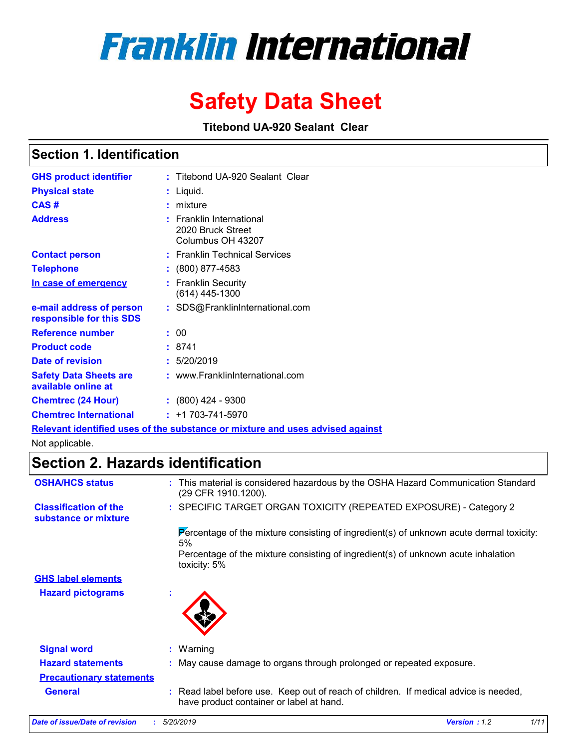# Franklin International

# Safety Data Sheet

**Titebond UA-920 Sealant Clear**

## Section 1. Identification

| | | |
|---|---|---|
| **GHS product identifier** | : | Titebond UA-920 Sealant Clear |
| **Physical state** | : | Liquid. |
| **CAS #** | : | mixture |
| **Address** | : | Franklin International<br>2020 Bruck Street<br>Columbus OH 43207 |
| **Contact person** | : | Franklin Technical Services |
| **Telephone** | : | (800) 877-4583 |
| **In case of emergency** | : | Franklin Security<br>(614) 445-1300 |
| **e-mail address of person responsible for this SDS** | : | SDS@FranklinInternational.com |
| **Reference number** | : | 00 |
| **Product code** | : | 8741 |
| **Date of revision** | : | 5/20/2019 |
| **Safety Data Sheets are available online at** | : | www.FranklinInternational.com |
| **Chemtrec (24 Hour)** | : | (800) 424 - 9300 |
| **Chemtrec International** | : | +1 703-741-5970 |

**Relevant identified uses of the substance or mixture and uses advised against**

Not applicable.

## Section 2. Hazards identification

**OSHA/HCS status** : This material is considered hazardous by the OSHA Hazard Communication Standard (29 CFR 1910.1200).

**Classification of the substance or mixture** : SPECIFIC TARGET ORGAN TOXICITY (REPEATED EXPOSURE) - Category 2

Percentage of the mixture consisting of ingredient(s) of unknown acute dermal toxicity: 5%

Percentage of the mixture consisting of ingredient(s) of unknown acute inhalation toxicity: 5%

**GHS label elements**

**Hazard pictograms** :

**Signal word** : Warning

**Hazard statements** : May cause damage to organs through prolonged or repeated exposure.

**Precautionary statements**

**General** : Read label before use. Keep out of reach of children. If medical advice is needed, have product container or label at hand.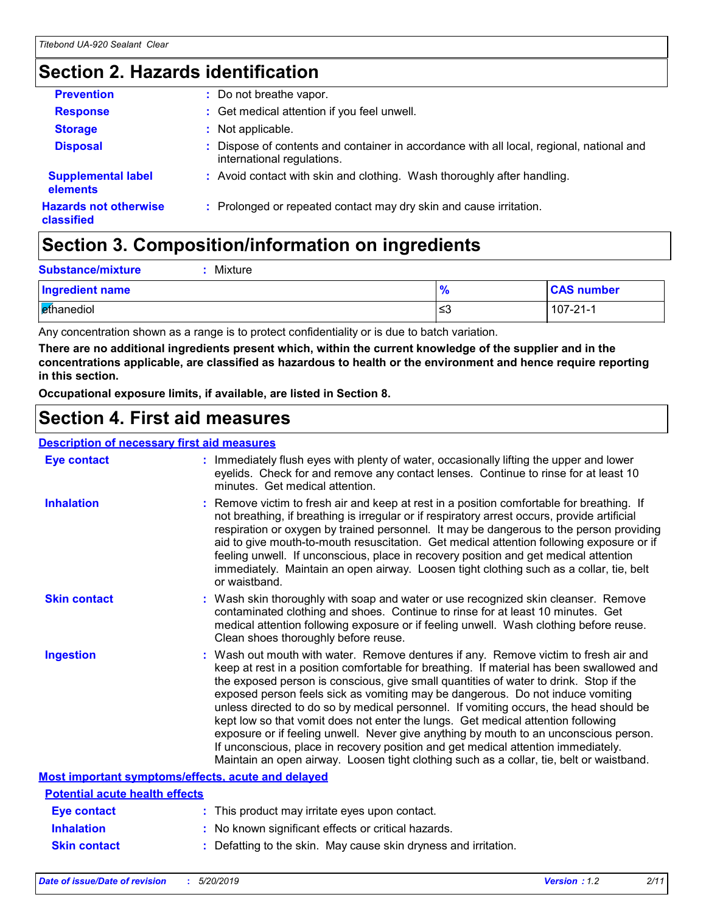## Section 2. Hazards identification

**Prevention** : Do not breathe vapor.

**Response** : Get medical attention if you feel unwell.

**Storage** : Not applicable.

**Disposal** : Dispose of contents and container in accordance with all local, regional, national and international regulations.

**Supplemental label elements** : Avoid contact with skin and clothing. Wash thoroughly after handling.

**Hazards not otherwise classified** : Prolonged or repeated contact may dry skin and cause irritation.

## Section 3. Composition/information on ingredients

**Substance/mixture** : Mixture

| Ingredient name | % | CAS number |
|---|---|---|
| ethanediol | ≤3 | 107-21-1 |

Any concentration shown as a range is to protect confidentiality or is due to batch variation.

**There are no additional ingredients present which, within the current knowledge of the supplier and in the concentrations applicable, are classified as hazardous to health or the environment and hence require reporting in this section.**

**Occupational exposure limits, if available, are listed in Section 8.**

## Section 4. First aid measures

**Description of necessary first aid measures**

**Eye contact** : Immediately flush eyes with plenty of water, occasionally lifting the upper and lower eyelids. Check for and remove any contact lenses. Continue to rinse for at least 10 minutes. Get medical attention.

**Inhalation** : Remove victim to fresh air and keep at rest in a position comfortable for breathing. If not breathing, if breathing is irregular or if respiratory arrest occurs, provide artificial respiration or oxygen by trained personnel. It may be dangerous to the person providing aid to give mouth-to-mouth resuscitation. Get medical attention following exposure or if feeling unwell. If unconscious, place in recovery position and get medical attention immediately. Maintain an open airway. Loosen tight clothing such as a collar, tie, belt or waistband.

**Skin contact** : Wash skin thoroughly with soap and water or use recognized skin cleanser. Remove contaminated clothing and shoes. Continue to rinse for at least 10 minutes. Get medical attention following exposure or if feeling unwell. Wash clothing before reuse. Clean shoes thoroughly before reuse.

**Ingestion** : Wash out mouth with water. Remove dentures if any. Remove victim to fresh air and keep at rest in a position comfortable for breathing. If material has been swallowed and the exposed person is conscious, give small quantities of water to drink. Stop if the exposed person feels sick as vomiting may be dangerous. Do not induce vomiting unless directed to do so by medical personnel. If vomiting occurs, the head should be kept low so that vomit does not enter the lungs. Get medical attention following exposure or if feeling unwell. Never give anything by mouth to an unconscious person. If unconscious, place in recovery position and get medical attention immediately. Maintain an open airway. Loosen tight clothing such as a collar, tie, belt or waistband.

**Most important symptoms/effects, acute and delayed**

**Potential acute health effects**

**Eye contact** : This product may irritate eyes upon contact.

**Inhalation** : No known significant effects or critical hazards.

**Skin contact** : Defatting to the skin. May cause skin dryness and irritation.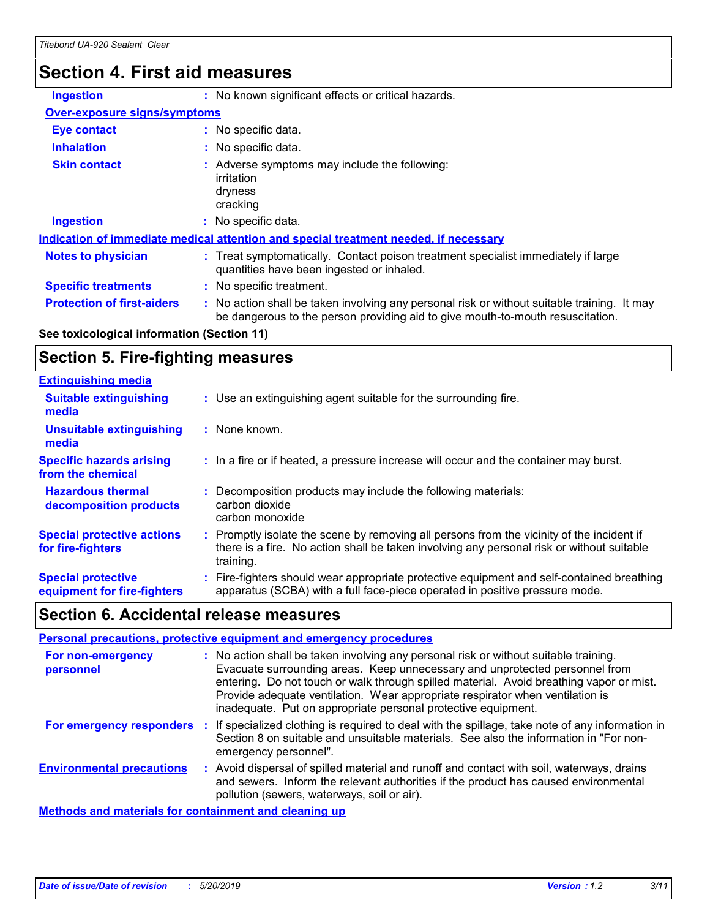## Section 4. First aid measures

**Ingestion** : No known significant effects or critical hazards.

**Over-exposure signs/symptoms**

**Eye contact** : No specific data.

**Inhalation** : No specific data.

**Skin contact** : Adverse symptoms may include the following:
irritation
dryness
cracking

**Ingestion** : No specific data.

**Indication of immediate medical attention and special treatment needed, if necessary**

**Notes to physician** : Treat symptomatically. Contact poison treatment specialist immediately if large quantities have been ingested or inhaled.

**Specific treatments** : No specific treatment.

**Protection of first-aiders** : No action shall be taken involving any personal risk or without suitable training. It may be dangerous to the person providing aid to give mouth-to-mouth resuscitation.

**See toxicological information (Section 11)**

## Section 5. Fire-fighting measures

**Extinguishing media**

**Suitable extinguishing media** : Use an extinguishing agent suitable for the surrounding fire.

**Unsuitable extinguishing media** : None known.

**Specific hazards arising from the chemical** : In a fire or if heated, a pressure increase will occur and the container may burst.

**Hazardous thermal decomposition products** : Decomposition products may include the following materials:
carbon dioxide
carbon monoxide

**Special protective actions for fire-fighters** : Promptly isolate the scene by removing all persons from the vicinity of the incident if there is a fire. No action shall be taken involving any personal risk or without suitable training.

**Special protective equipment for fire-fighters** : Fire-fighters should wear appropriate protective equipment and self-contained breathing apparatus (SCBA) with a full face-piece operated in positive pressure mode.

## Section 6. Accidental release measures

**Personal precautions, protective equipment and emergency procedures**

**For non-emergency personnel** : No action shall be taken involving any personal risk or without suitable training. Evacuate surrounding areas. Keep unnecessary and unprotected personnel from entering. Do not touch or walk through spilled material. Avoid breathing vapor or mist. Provide adequate ventilation. Wear appropriate respirator when ventilation is inadequate. Put on appropriate personal protective equipment.

**For emergency responders** : If specialized clothing is required to deal with the spillage, take note of any information in Section 8 on suitable and unsuitable materials. See also the information in "For non-emergency personnel".

**Environmental precautions** : Avoid dispersal of spilled material and runoff and contact with soil, waterways, drains and sewers. Inform the relevant authorities if the product has caused environmental pollution (sewers, waterways, soil or air).

**Methods and materials for containment and cleaning up**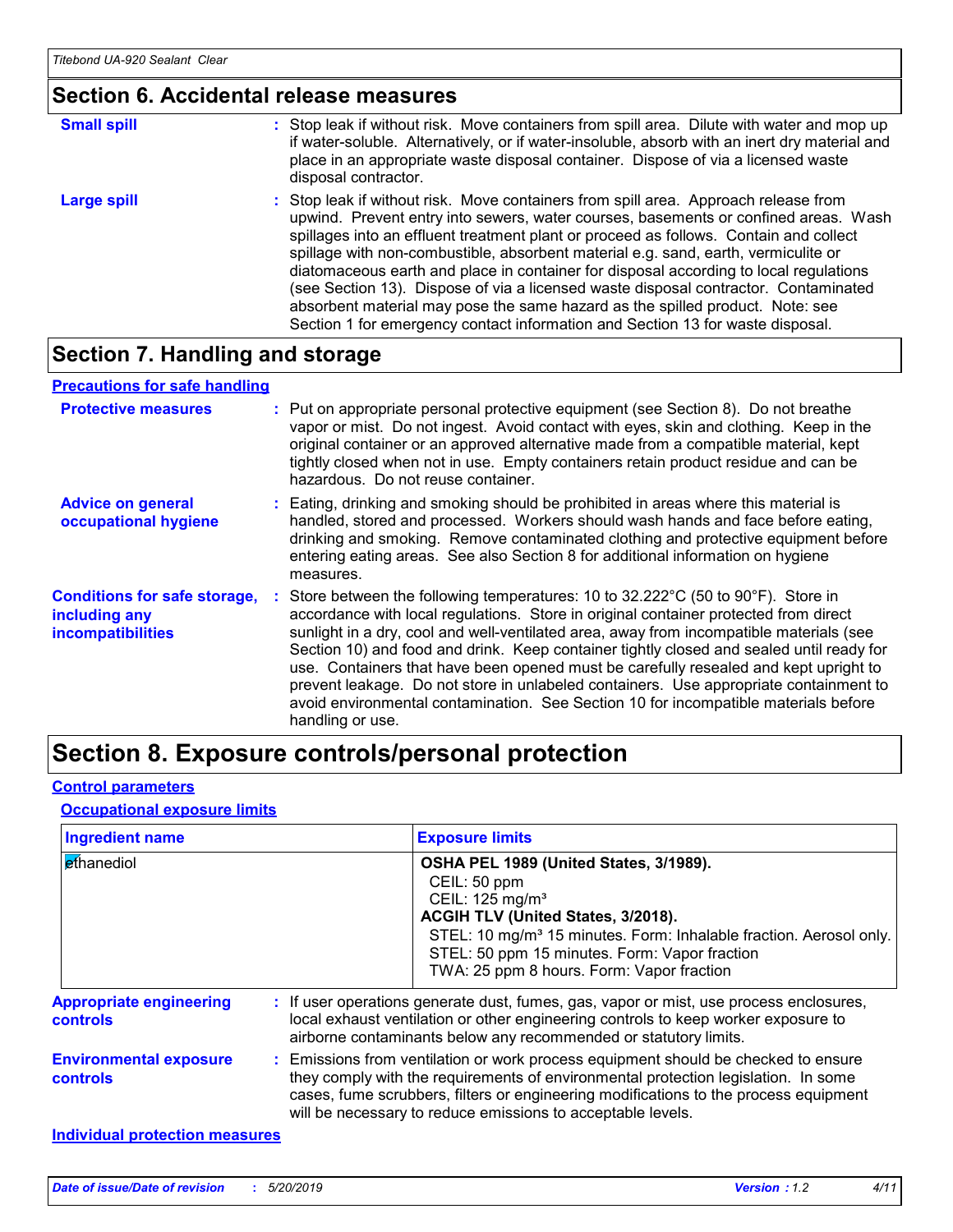## Section 6. Accidental release measures

**Small spill** : Stop leak if without risk. Move containers from spill area. Dilute with water and mop up if water-soluble. Alternatively, or if water-insoluble, absorb with an inert dry material and place in an appropriate waste disposal container. Dispose of via a licensed waste disposal contractor.

**Large spill** : Stop leak if without risk. Move containers from spill area. Approach release from upwind. Prevent entry into sewers, water courses, basements or confined areas. Wash spillages into an effluent treatment plant or proceed as follows. Contain and collect spillage with non-combustible, absorbent material e.g. sand, earth, vermiculite or diatomaceous earth and place in container for disposal according to local regulations (see Section 13). Dispose of via a licensed waste disposal contractor. Contaminated absorbent material may pose the same hazard as the spilled product. Note: see Section 1 for emergency contact information and Section 13 for waste disposal.

## Section 7. Handling and storage

### Precautions for safe handling

**Protective measures** : Put on appropriate personal protective equipment (see Section 8). Do not breathe vapor or mist. Do not ingest. Avoid contact with eyes, skin and clothing. Keep in the original container or an approved alternative made from a compatible material, kept tightly closed when not in use. Empty containers retain product residue and can be hazardous. Do not reuse container.

**Advice on general occupational hygiene** : Eating, drinking and smoking should be prohibited in areas where this material is handled, stored and processed. Workers should wash hands and face before eating, drinking and smoking. Remove contaminated clothing and protective equipment before entering eating areas. See also Section 8 for additional information on hygiene measures.

**Conditions for safe storage, including any incompatibilities** : Store between the following temperatures: 10 to 32.222°C (50 to 90°F). Store in accordance with local regulations. Store in original container protected from direct sunlight in a dry, cool and well-ventilated area, away from incompatible materials (see Section 10) and food and drink. Keep container tightly closed and sealed until ready for use. Containers that have been opened must be carefully resealed and kept upright to prevent leakage. Do not store in unlabeled containers. Use appropriate containment to avoid environmental contamination. See Section 10 for incompatible materials before handling or use.

## Section 8. Exposure controls/personal protection

### Control parameters

#### Occupational exposure limits

| Ingredient name | Exposure limits |
|---|---|
| ethanediol | **OSHA PEL 1989 (United States, 3/1989).**<br>CEIL: 50 ppm<br>CEIL: 125 mg/m³<br>**ACGIH TLV (United States, 3/2018).**<br>STEL: 10 mg/m³ 15 minutes. Form: Inhalable fraction. Aerosol only.<br>STEL: 50 ppm 15 minutes. Form: Vapor fraction<br>TWA: 25 ppm 8 hours. Form: Vapor fraction |

**Appropriate engineering controls** : If user operations generate dust, fumes, gas, vapor or mist, use process enclosures, local exhaust ventilation or other engineering controls to keep worker exposure to airborne contaminants below any recommended or statutory limits.

**Environmental exposure controls** : Emissions from ventilation or work process equipment should be checked to ensure they comply with the requirements of environmental protection legislation. In some cases, fume scrubbers, filters or engineering modifications to the process equipment will be necessary to reduce emissions to acceptable levels.

### Individual protection measures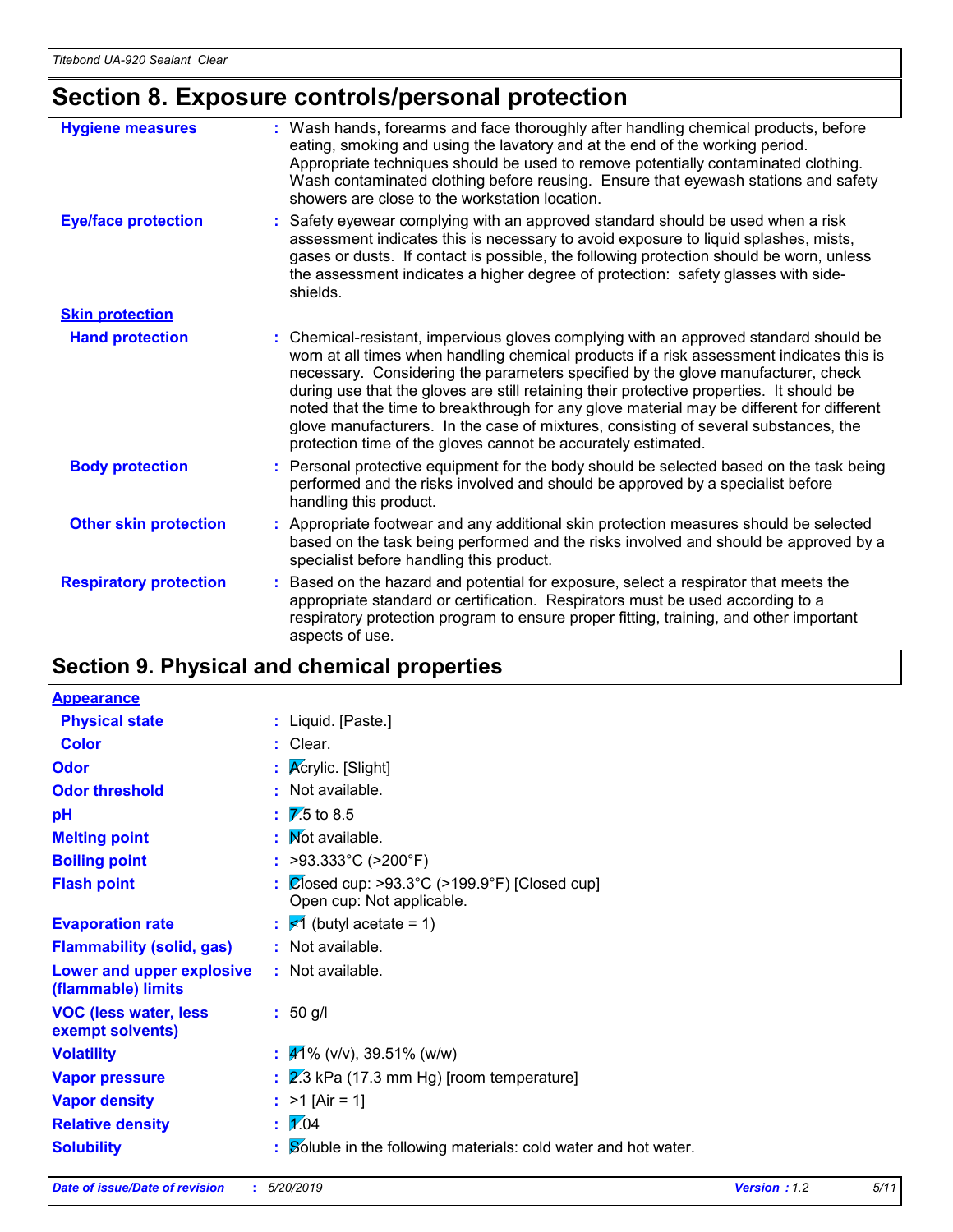## Section 8. Exposure controls/personal protection

**Hygiene measures** : Wash hands, forearms and face thoroughly after handling chemical products, before eating, smoking and using the lavatory and at the end of the working period. Appropriate techniques should be used to remove potentially contaminated clothing. Wash contaminated clothing before reusing. Ensure that eyewash stations and safety showers are close to the workstation location.

**Eye/face protection** : Safety eyewear complying with an approved standard should be used when a risk assessment indicates this is necessary to avoid exposure to liquid splashes, mists, gases or dusts. If contact is possible, the following protection should be worn, unless the assessment indicates a higher degree of protection: safety glasses with side-shields.

### Skin protection

**Hand protection** : Chemical-resistant, impervious gloves complying with an approved standard should be worn at all times when handling chemical products if a risk assessment indicates this is necessary. Considering the parameters specified by the glove manufacturer, check during use that the gloves are still retaining their protective properties. It should be noted that the time to breakthrough for any glove material may be different for different glove manufacturers. In the case of mixtures, consisting of several substances, the protection time of the gloves cannot be accurately estimated.

**Body protection** : Personal protective equipment for the body should be selected based on the task being performed and the risks involved and should be approved by a specialist before handling this product.

**Other skin protection** : Appropriate footwear and any additional skin protection measures should be selected based on the task being performed and the risks involved and should be approved by a specialist before handling this product.

**Respiratory protection** : Based on the hazard and potential for exposure, select a respirator that meets the appropriate standard or certification. Respirators must be used according to a respiratory protection program to ensure proper fitting, training, and other important aspects of use.

## Section 9. Physical and chemical properties

### Appearance

**Physical state** : Liquid. [Paste.]

**Color** : Clear.

**Odor** : Acrylic. [Slight]

**Odor threshold** : Not available.

**pH** : 7.5 to 8.5

**Melting point** : Not available.

**Boiling point** : >93.333°C (>200°F)

**Flash point** : Closed cup: >93.3°C (>199.9°F) [Closed cup]
Open cup: Not applicable.

**Evaporation rate** : <1 (butyl acetate = 1)

**Flammability (solid, gas)** : Not available.

**Lower and upper explosive (flammable) limits** : Not available.

**VOC (less water, less exempt solvents)** : 50 g/l

**Volatility** : 41% (v/v), 39.51% (w/w)

**Vapor pressure** : 2.3 kPa (17.3 mm Hg) [room temperature]

**Vapor density** : >1 [Air = 1]

**Relative density** : 1.04

**Solubility** : Soluble in the following materials: cold water and hot water.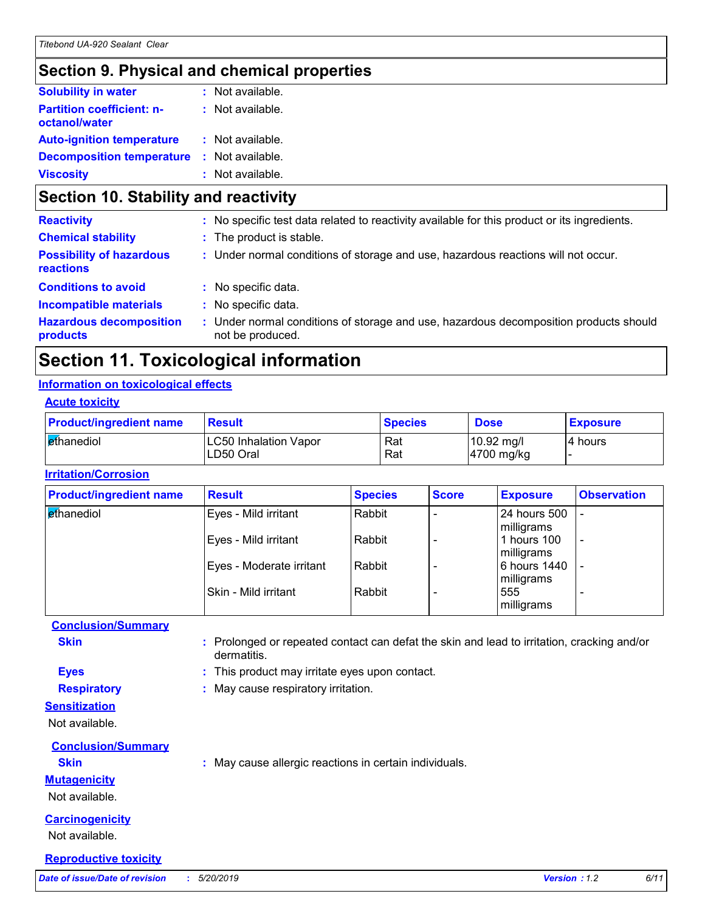## Section 9. Physical and chemical properties

**Solubility in water** : Not available.

**Partition coefficient: n-octanol/water** : Not available.

**Auto-ignition temperature** : Not available.

**Decomposition temperature** : Not available.

**Viscosity** : Not available.

## Section 10. Stability and reactivity

**Reactivity** : No specific test data related to reactivity available for this product or its ingredients.

**Chemical stability** : The product is stable.

**Possibility of hazardous reactions** : Under normal conditions of storage and use, hazardous reactions will not occur.

**Conditions to avoid** : No specific data.

**Incompatible materials** : No specific data.

**Hazardous decomposition products** : Under normal conditions of storage and use, hazardous decomposition products should not be produced.

## Section 11. Toxicological information

### Information on toxicological effects

#### Acute toxicity

| Product/ingredient name | Result | Species | Dose | Exposure |
|---|---|---|---|---|
| ethanediol | LC50 Inhalation Vapor<br>LD50 Oral | Rat<br>Rat | 10.92 mg/l<br>4700 mg/kg | 4 hours<br>- |

#### Irritation/Corrosion

| Product/ingredient name | Result | Species | Score | Exposure | Observation |
|---|---|---|---|---|---|
| ethanediol | Eyes - Mild irritant | Rabbit | - | 24 hours 500 milligrams | - |
| | Eyes - Mild irritant | Rabbit | - | 1 hours 100 milligrams | - |
| | Eyes - Moderate irritant | Rabbit | - | 6 hours 1440 milligrams | - |
| | Skin - Mild irritant | Rabbit | - | 555 milligrams | - |

**Conclusion/Summary**

**Skin** : Prolonged or repeated contact can defat the skin and lead to irritation, cracking and/or dermatitis.

**Eyes** : This product may irritate eyes upon contact.

**Respiratory** : May cause respiratory irritation.

#### Sensitization

Not available.

**Conclusion/Summary**

**Skin** : May cause allergic reactions in certain individuals.

#### Mutagenicity

Not available.

#### Carcinogenicity

Not available.

#### Reproductive toxicity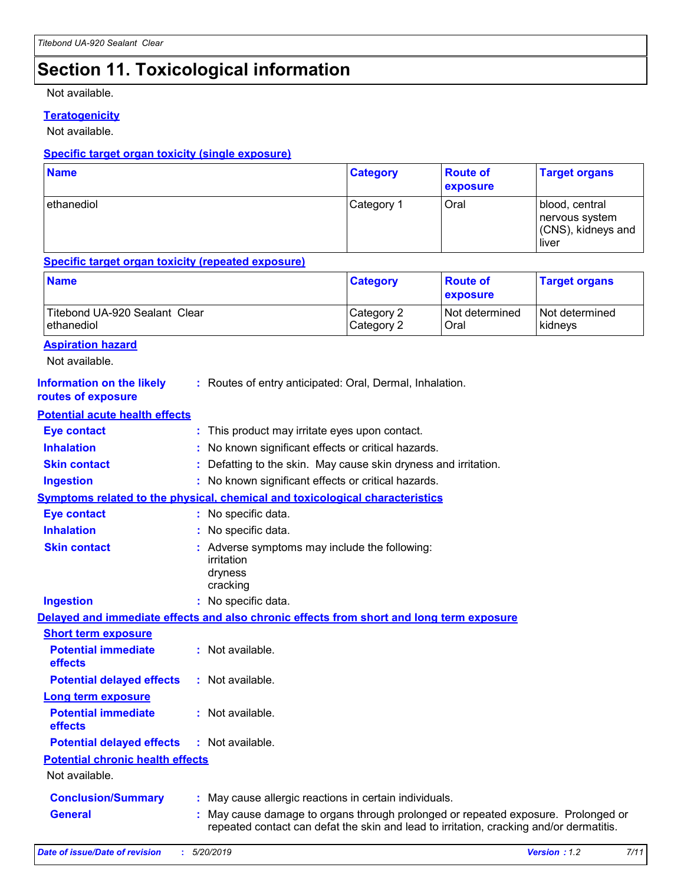# Section 11. Toxicological information

Not available.

### Teratogenicity

Not available.

### Specific target organ toxicity (single exposure)

| Name | Category | Route of exposure | Target organs |
|---|---|---|---|
| ethanediol | Category 1 | Oral | blood, central nervous system (CNS), kidneys and liver |

### Specific target organ toxicity (repeated exposure)

| Name | Category | Route of exposure | Target organs |
|---|---|---|---|
| Titebond UA-920 Sealant Clear | Category 2 | Not determined | Not determined |
| ethanediol | Category 2 | Oral | kidneys |

### Aspiration hazard

Not available.

**Information on the likely routes of exposure** : Routes of entry anticipated: Oral, Dermal, Inhalation.

### Potential acute health effects

**Eye contact** : This product may irritate eyes upon contact.

**Inhalation** : No known significant effects or critical hazards.

**Skin contact** : Defatting to the skin. May cause skin dryness and irritation.

**Ingestion** : No known significant effects or critical hazards.

### Symptoms related to the physical, chemical and toxicological characteristics

**Eye contact** : No specific data.

**Inhalation** : No specific data.

**Skin contact** : Adverse symptoms may include the following:
irritation
dryness
cracking

**Ingestion** : No specific data.

### Delayed and immediate effects and also chronic effects from short and long term exposure

#### Short term exposure

**Potential immediate effects** : Not available.

**Potential delayed effects** : Not available.

#### Long term exposure

**Potential immediate effects** : Not available.

**Potential delayed effects** : Not available.

#### Potential chronic health effects

Not available.

**Conclusion/Summary** : May cause allergic reactions in certain individuals.

**General** : May cause damage to organs through prolonged or repeated exposure. Prolonged or repeated contact can defat the skin and lead to irritation, cracking and/or dermatitis.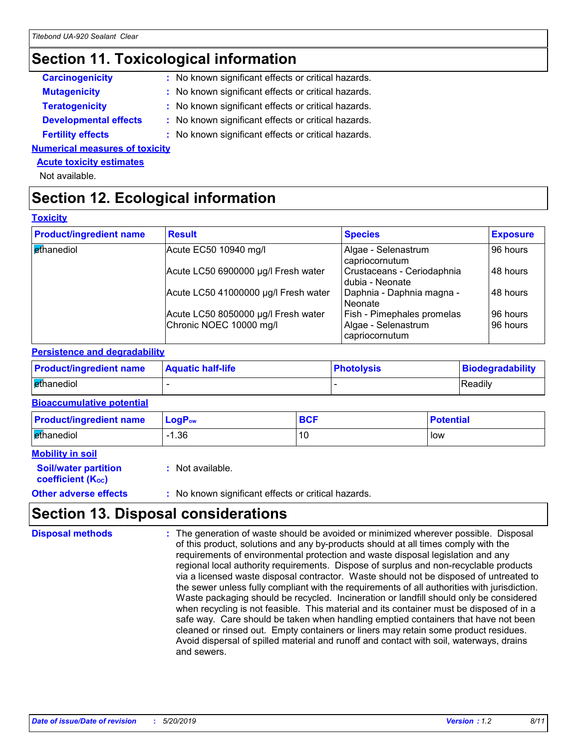## Section 11. Toxicological information

**Carcinogenicity** : No known significant effects or critical hazards.

**Mutagenicity** : No known significant effects or critical hazards.

**Teratogenicity** : No known significant effects or critical hazards.

**Developmental effects** : No known significant effects or critical hazards.

**Fertility effects** : No known significant effects or critical hazards.

**Numerical measures of toxicity**

**Acute toxicity estimates**

Not available.

## Section 12. Ecological information

**Toxicity**

| Product/ingredient name | Result | Species | Exposure |
|---|---|---|---|
| ethanediol | Acute EC50 10940 mg/l | Algae - Selenastrum capriocornutum | 96 hours |
| | Acute LC50 6900000 µg/l Fresh water | Crustaceans - Ceriodaphnia dubia - Neonate | 48 hours |
| | Acute LC50 41000000 µg/l Fresh water | Daphnia - Daphnia magna - Neonate | 48 hours |
| | Acute LC50 8050000 µg/l Fresh water | Fish - Pimephales promelas | 96 hours |
| | Chronic NOEC 10000 mg/l | Algae - Selenastrum capriocornutum | 96 hours |

**Persistence and degradability**

| Product/ingredient name | Aquatic half-life | Photolysis | Biodegradability |
|---|---|---|---|
| ethanediol | - | - | Readily |

**Bioaccumulative potential**

| Product/ingredient name | $LogP_{ow}$ | BCF | Potential |
|---|---|---|---|
| ethanediol | -1.36 | 10 | low |

**Mobility in soil**

**Soil/water partition coefficient ($K_{OC}$)** : Not available.

**Other adverse effects** : No known significant effects or critical hazards.

## Section 13. Disposal considerations

**Disposal methods** : The generation of waste should be avoided or minimized wherever possible. Disposal of this product, solutions and any by-products should at all times comply with the requirements of environmental protection and waste disposal legislation and any regional local authority requirements. Dispose of surplus and non-recyclable products via a licensed waste disposal contractor. Waste should not be disposed of untreated to the sewer unless fully compliant with the requirements of all authorities with jurisdiction. Waste packaging should be recycled. Incineration or landfill should only be considered when recycling is not feasible. This material and its container must be disposed of in a safe way. Care should be taken when handling emptied containers that have not been cleaned or rinsed out. Empty containers or liners may retain some product residues. Avoid dispersal of spilled material and runoff and contact with soil, waterways, drains and sewers.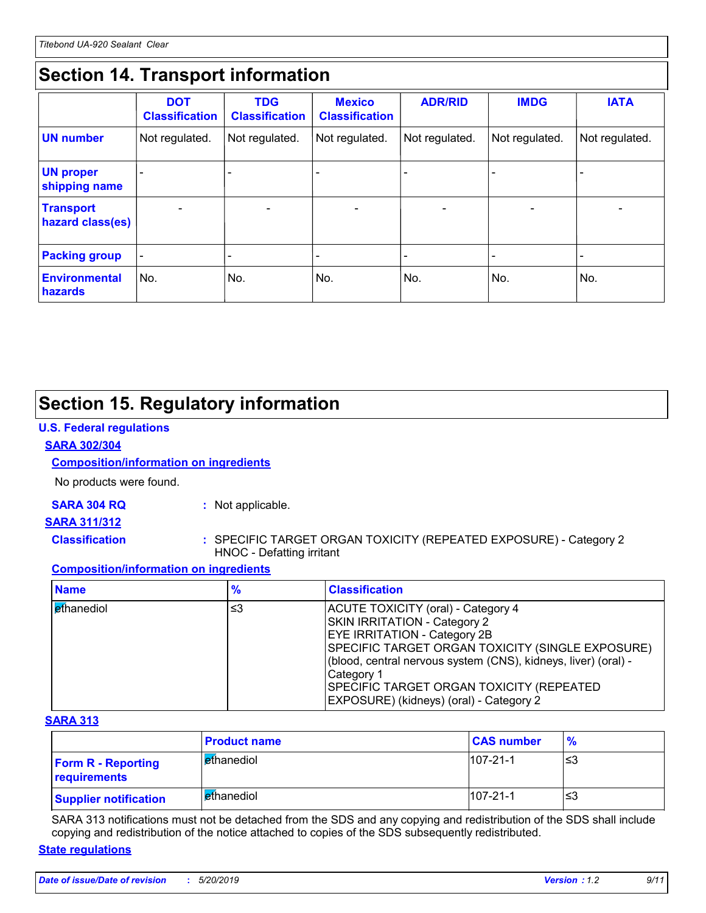## Section 14. Transport information

| | DOT Classification | TDG Classification | Mexico Classification | ADR/RID | IMDG | IATA |
|---|---|---|---|---|---|---|
| UN number | Not regulated. | Not regulated. | Not regulated. | Not regulated. | Not regulated. | Not regulated. |
| UN proper shipping name | - | - | - | - | - | - |
| Transport hazard class(es) | - | - | - | - | - | - |
| Packing group | - | - | - | - | - | - |
| Environmental hazards | No. | No. | No. | No. | No. | No. |

## Section 15. Regulatory information

### U.S. Federal regulations

**SARA 302/304**

**Composition/information on ingredients**

No products were found.

**SARA 304 RQ** : Not applicable.

**SARA 311/312**

**Classification** : SPECIFIC TARGET ORGAN TOXICITY (REPEATED EXPOSURE) - Category 2
HNOC - Defatting irritant

**Composition/information on ingredients**

| Name | % | Classification |
|---|---|---|
| ethanediol | ≤3 | ACUTE TOXICITY (oral) - Category 4<br>SKIN IRRITATION - Category 2<br>EYE IRRITATION - Category 2B<br>SPECIFIC TARGET ORGAN TOXICITY (SINGLE EXPOSURE) (blood, central nervous system (CNS), kidneys, liver) (oral) - Category 1<br>SPECIFIC TARGET ORGAN TOXICITY (REPEATED EXPOSURE) (kidneys) (oral) - Category 2 |

**SARA 313**

| | Product name | CAS number | % |
|---|---|---|---|
| Form R - Reporting requirements | ethanediol | 107-21-1 | ≤3 |
| Supplier notification | ethanediol | 107-21-1 | ≤3 |

SARA 313 notifications must not be detached from the SDS and any copying and redistribution of the SDS shall include copying and redistribution of the notice attached to copies of the SDS subsequently redistributed.

**State regulations**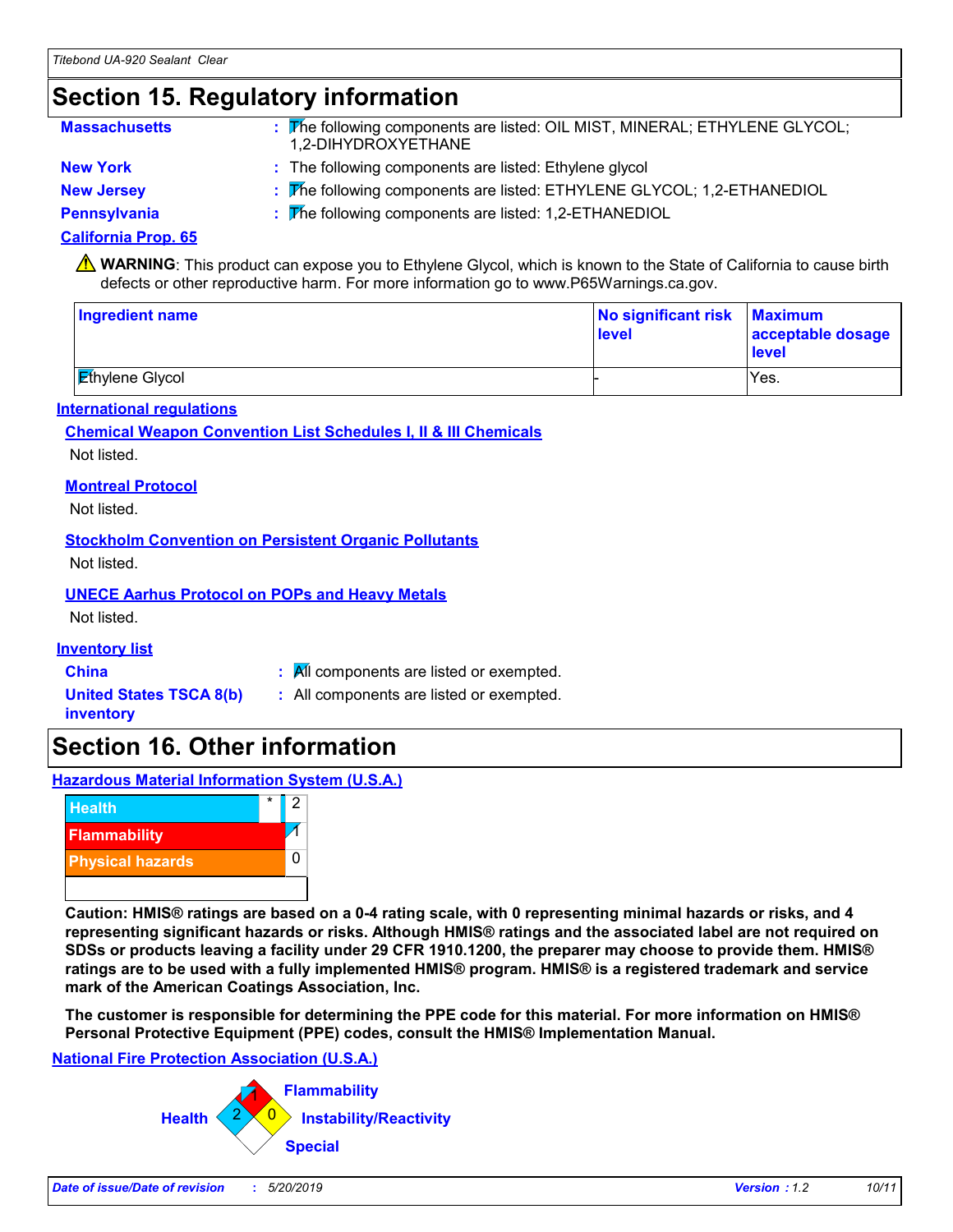## Section 15. Regulatory information

**Massachusetts** : The following components are listed: OIL MIST, MINERAL; ETHYLENE GLYCOL; 1,2-DIHYDROXYETHANE

**New York** : The following components are listed: Ethylene glycol

**New Jersey** : The following components are listed: ETHYLENE GLYCOL; 1,2-ETHANEDIOL

**Pennsylvania** : The following components are listed: 1,2-ETHANEDIOL

**California Prop. 65**

⚠ **WARNING**: This product can expose you to Ethylene Glycol, which is known to the State of California to cause birth defects or other reproductive harm. For more information go to www.P65Warnings.ca.gov.

| Ingredient name | No significant risk level | Maximum acceptable dosage level |
|---|---|---|
| Ethylene Glycol | - | Yes. |

**International regulations**

**Chemical Weapon Convention List Schedules I, II & III Chemicals**

Not listed.

**Montreal Protocol**

Not listed.

**Stockholm Convention on Persistent Organic Pollutants**

Not listed.

**UNECE Aarhus Protocol on POPs and Heavy Metals**

Not listed.

**Inventory list**

**China** : All components are listed or exempted.

**United States TSCA 8(b) inventory** : All components are listed or exempted.

## Section 16. Other information

**Hazardous Material Information System (U.S.A.)**

| | | |
|---|---|---|
| Health | * | 2 |
| Flammability | | 1 |
| Physical hazards | | 0 |

**Caution: HMIS® ratings are based on a 0-4 rating scale, with 0 representing minimal hazards or risks, and 4 representing significant hazards or risks. Although HMIS® ratings and the associated label are not required on SDSs or products leaving a facility under 29 CFR 1910.1200, the preparer may choose to provide them. HMIS® ratings are to be used with a fully implemented HMIS® program. HMIS® is a registered trademark and service mark of the American Coatings Association, Inc.**

**The customer is responsible for determining the PPE code for this material. For more information on HMIS® Personal Protective Equipment (PPE) codes, consult the HMIS® Implementation Manual.**

**National Fire Protection Association (U.S.A.)**

Health: 2
Flammability: 1
Instability/Reactivity: 0
Special: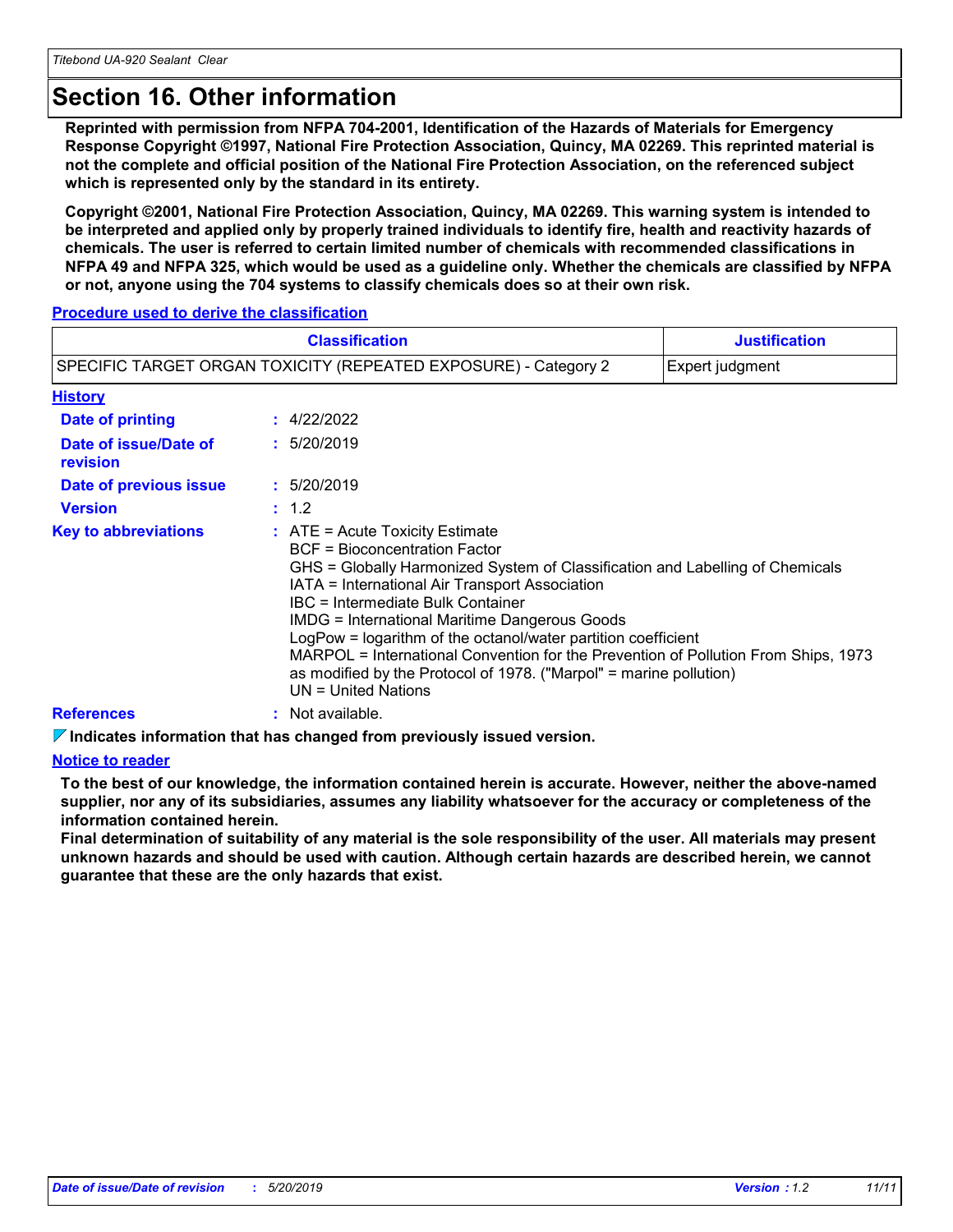# Section 16. Other information

**Reprinted with permission from NFPA 704-2001, Identification of the Hazards of Materials for Emergency Response Copyright ©1997, National Fire Protection Association, Quincy, MA 02269. This reprinted material is not the complete and official position of the National Fire Protection Association, on the referenced subject which is represented only by the standard in its entirety.**

**Copyright ©2001, National Fire Protection Association, Quincy, MA 02269. This warning system is intended to be interpreted and applied only by properly trained individuals to identify fire, health and reactivity hazards of chemicals. The user is referred to certain limited number of chemicals with recommended classifications in NFPA 49 and NFPA 325, which would be used as a guideline only. Whether the chemicals are classified by NFPA or not, anyone using the 704 systems to classify chemicals does so at their own risk.**

**Procedure used to derive the classification**

| Classification | Justification |
|---|---|
| SPECIFIC TARGET ORGAN TOXICITY (REPEATED EXPOSURE) - Category 2 | Expert judgment |

**History**

**Date of printing** : 4/22/2022

**Date of issue/Date of revision** : 5/20/2019

**Date of previous issue** : 5/20/2019

**Version** : 1.2

**Key to abbreviations** :
ATE = Acute Toxicity Estimate
BCF = Bioconcentration Factor
GHS = Globally Harmonized System of Classification and Labelling of Chemicals
IATA = International Air Transport Association
IBC = Intermediate Bulk Container
IMDG = International Maritime Dangerous Goods
LogPow = logarithm of the octanol/water partition coefficient
MARPOL = International Convention for the Prevention of Pollution From Ships, 1973 as modified by the Protocol of 1978. ("Marpol" = marine pollution)
UN = United Nations

**References** : Not available.

**Indicates information that has changed from previously issued version.**

**Notice to reader**

**To the best of our knowledge, the information contained herein is accurate. However, neither the above-named supplier, nor any of its subsidiaries, assumes any liability whatsoever for the accuracy or completeness of the information contained herein.**
**Final determination of suitability of any material is the sole responsibility of the user. All materials may present unknown hazards and should be used with caution. Although certain hazards are described herein, we cannot guarantee that these are the only hazards that exist.**